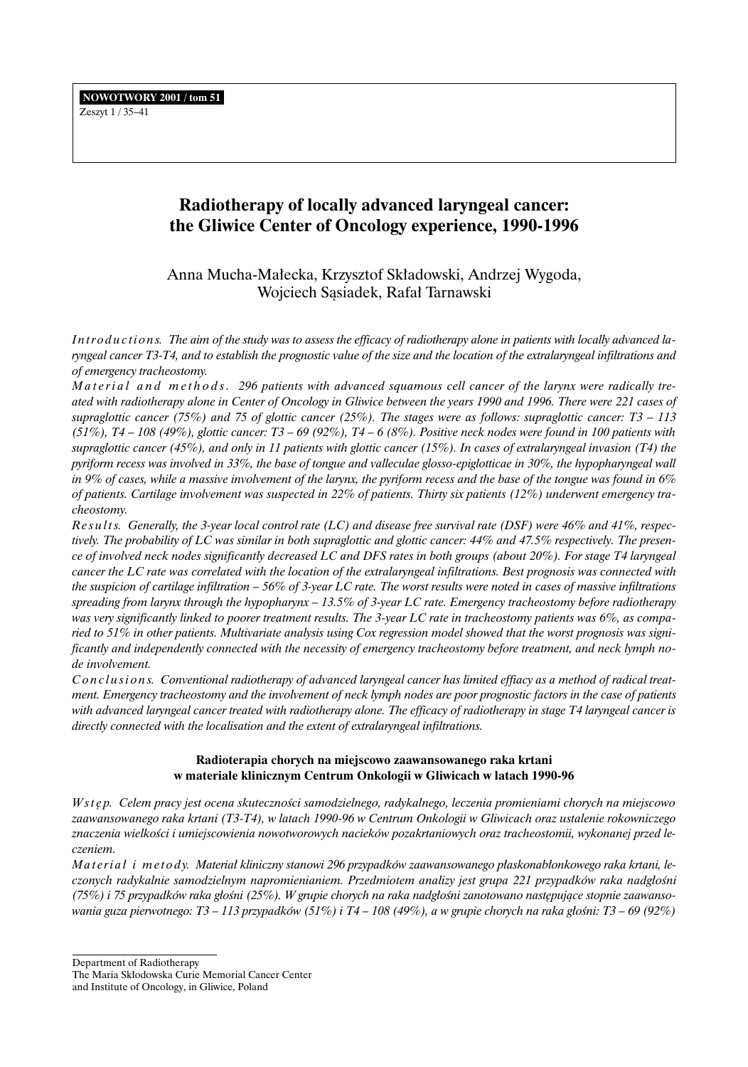# Radiotherapy of locally advanced laryngeal cancer: the Gliwice Center of Oncology experience, 1990-1996

Anna Mucha-Małecka, Krzysztof Składowski, Andrzej Wygoda, Wojciech Sąsiadek, Rafał Tarnawski

*Introductions. The aim of the study was to assess the efficacy of radiotherapy alone in patients with locally advanced laryngeal cancer T3-T4, and to establish the prognostic value of the size and the location of the extralaryngeal infiltrations and of emergency tracheostomy.*

*Material and methods. 296 patients with advanced squamous cell cancer of the larynx were radically treated with radiotherapy alone in Center of Oncology in Gliwice between the years 1990 and 1996. There were 221 cases of supraglottic cancer (75%) and 75 of glottic cancer (25%). The stages were as follows: supraglottic cancer: T3 – 113 (51%), T4 – 108 (49%), glottic cancer: T3 – 69 (92%), T4 – 6 (8%). Positive neck nodes were found in 100 patients with supraglottic cancer (45%), and only in 11 patients with glottic cancer (15%). In cases of extralaryngeal invasion (T4) the pyriform recess was involved in 33%, the base of tongue and valleculae glosso-epiglotticae in 30%, the hypopharyngeal wall in 9% of cases, while a massive involvement of the larynx, the pyriform recess and the base of the tongue was found in 6% of patients. Cartilage involvement was suspected in 22% of patients. Thirty six patients (12%) underwent emergency tracheostomy.*

*Results. Generally, the 3-year local control rate (LC) and disease free survival rate (DSF) were 46% and 41%, respectively. The probability of LC was similar in both supraglottic and glottic cancer: 44% and 47.5% respectively. The presence of involved neck nodes significantly decreased LC and DFS rates in both groups (about 20%). For stage T4 laryngeal cancer the LC rate was correlated with the location of the extralaryngeal infiltrations. Best prognosis was connected with the suspicion of cartilage infiltration – 56% of 3-year LC rate. The worst results were noted in cases of massive infiltrations spreading from larynx through the hypopharynx – 13.5% of 3-year LC rate. Emergency tracheostomy before radiotherapy was very significantly linked to poorer treatment results. The 3-year LC rate in tracheostomy patients was 6%, as compared to 51% in other patients. Multivariate analysis using Cox regression model showed that the worst prognosis was significantly and independently connected with the necessity of emergency tracheostomy before treatment, and neck lymph node involvement.*

*Conclusions. Conventional radiotherapy of advanced laryngeal cancer has limited effiacy as a method of radical treatment. Emergency tracheostomy and the involvement of neck lymph nodes are poor prognostic factors in the case of patients with advanced laryngeal cancer treated with radiotherapy alone. The efficacy of radiotherapy in stage T4 laryngeal cancer is directly connected with the localisation and the extent of extralaryngeal infiltrations.*

### Radioterapia chorych na miejscowo zaawansowanego raka krtani w materiale klinicznym Centrum Onkologii w Gliwicach w latach 1990-96

*Wstęp. Celem pracy jest ocena skuteczności samodzielnego, radykalnego, leczenia promieniami chorych na miejscowo zaawansowanego raka krtani (T3-T4), w latach 1990-96 w Centrum Onkologii w Gliwicach oraz ustalenie rokowniczego znaczenia wielkości i umiejscowienia nowotworowych nacieków pozakrtaniowych oraz tracheostomii, wykonanej przed leczeniem.*

*Materiał i metody. Materiał kliniczny stanowi 296 przypadków zaawansowanego płaskonabłonkowego raka krtani, leczonych radykalnie samodzielnym napromienianiem. Przedmiotem analizy jest grupa 221 przypadków raka nadgłośni (75%) i 75 przypadków raka głośni (25%). W grupie chorych na raka nadgłośni zanotowano następujące stopnie zaawansowania guza pierwotnego: T3 – 113 przypadków (51%) i T4 – 108 (49%), a w grupie chorych na raka głośni: T3 – 69 (92%)*

Department of Radiotherapy
The Maria Skłodowska Curie Memorial Cancer Center
and Institute of Oncology, in Gliwice, Poland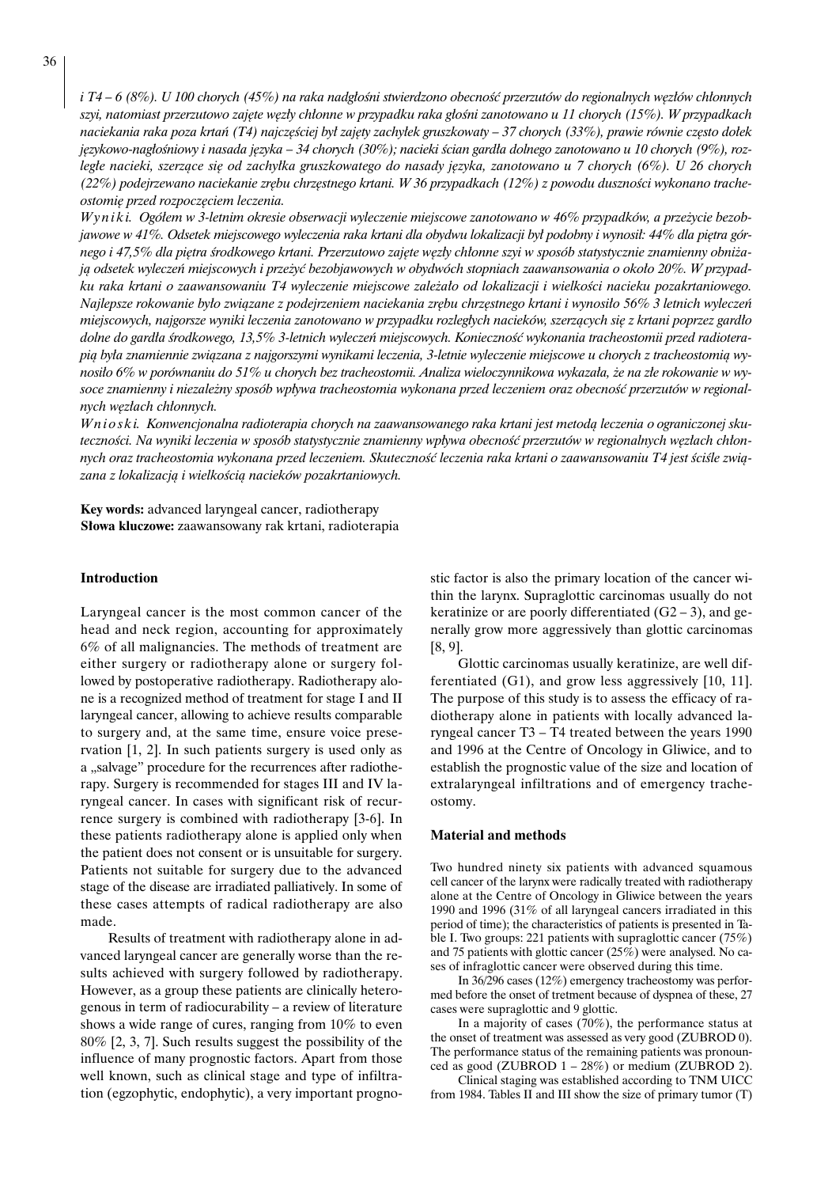*i T4 – 6 (8%). U 100 chorych (45%) na raka nadgłośni stwierdzono obecność przerzutów do regionalnych węzłów chłonnych szyi, natomiast przerzutowo zajęte węzły chłonne w przypadku raka głośni zanotowano u 11 chorych (15%). W przypadkach naciekania raka poza krtań (T4) najczęściej był zajęty zachyłek gruszkowaty – 37 chorych (33%), prawie równie często dołek językowo-nagłośniowy i nasada języka – 34 chorych (30%); nacieki ścian gardła dolnego zanotowano u 10 chorych (9%), rozległe nacieki, szerzące się od zachyłka gruszkowatego do nasady języka, zanotowano u 7 chorych (6%). U 26 chorych (22%) podejrzewano naciekanie zrębu chrzęstnego krtani. W 36 przypadkach (12%) z powodu duszności wykonano tracheostomię przed rozpoczęciem leczenia.*

*Wyniki. Ogółem w 3-letnim okresie obserwacji wyleczenie miejscowe zanotowano w 46% przypadków, a przeżycie bezobjawowe w 41%. Odsetek miejscowego wyleczenia raka krtani dla obydwu lokalizacji był podobny i wynosił: 44% dla piętra górnego i 47,5% dla piętra środkowego krtani. Przerzutowo zajęte węzły chłonne szyi w sposób statystycznie znamienny obniżają odsetek wyleczeń miejscowych i przeżyć bezobjawowych w obydwóch stopniach zaawansowania o około 20%. W przypadku raka krtani o zaawansowaniu T4 wyleczenie miejscowe zależało od lokalizacji i wielkości nacieku pozakrtaniowego. Najlepsze rokowanie było związane z podejrzeniem naciekania zrębu chrzęstnego krtani i wynosiło 56% 3 letnich wyleczeń miejscowych, najgorsze wyniki leczenia zanotowano w przypadku rozległych nacieków, szerzących się z krtani poprzez gardło dolne do gardła środkowego, 13,5% 3-letnich wyleczeń miejscowych. Konieczność wykonania tracheostomii przed radioterapią była znamiennie związana z najgorszymi wynikami leczenia, 3-letnie wyleczenie miejscowe u chorych z tracheostomią wynosiło 6% w porównaniu do 51% u chorych bez tracheostomii. Analiza wieloczynnikowa wykazała, że na złe rokowanie w wysoce znamienny i niezależny sposób wpływa tracheostomia wykonana przed leczeniem oraz obecność przerzutów w regionalnych węzłach chłonnych.*

*Wnioski. Konwencjonalna radioterapia chorych na zaawansowanego raka krtani jest metodą leczenia o ograniczonej skuteczności. Na wyniki leczenia w sposób statystycznie znamienny wpływa obecność przerzutów w regionalnych węzłach chłonnych oraz tracheostomia wykonana przed leczeniem. Skuteczność leczenia raka krtani o zaawansowaniu T4 jest ściśle związana z lokalizacją i wielkością nacieków pozakrtaniowych.*

**Key words:** advanced laryngeal cancer, radiotherapy
**Słowa kluczowe:** zaawansowany rak krtani, radioterapia

## Introduction

Laryngeal cancer is the most common cancer of the head and neck region, accounting for approximately 6% of all malignancies. The methods of treatment are either surgery or radiotherapy alone or surgery followed by postoperative radiotherapy. Radiotherapy alone is a recognized method of treatment for stage I and II laryngeal cancer, allowing to achieve results comparable to surgery and, at the same time, ensure voice preservation [1, 2]. In such patients surgery is used only as a „salvage" procedure for the recurrences after radiotherapy. Surgery is recommended for stages III and IV laryngeal cancer. In cases with significant risk of recurrence surgery is combined with radiotherapy [3-6]. In these patients radiotherapy alone is applied only when the patient does not consent or is unsuitable for surgery. Patients not suitable for surgery due to the advanced stage of the disease are irradiated palliatively. In some of these cases attempts of radical radiotherapy are also made.

Results of treatment with radiotherapy alone in advanced laryngeal cancer are generally worse than the results achieved with surgery followed by radiotherapy. However, as a group these patients are clinically heterogenous in term of radiocurability – a review of literature shows a wide range of cures, ranging from 10% to even 80% [2, 3, 7]. Such results suggest the possibility of the influence of many prognostic factors. Apart from those well known, such as clinical stage and type of infiltration (egzophytic, endophytic), a very important prognostic factor is also the primary location of the cancer within the larynx. Supraglottic carcinomas usually do not keratinize or are poorly differentiated (G2 – 3), and generally grow more aggressively than glottic carcinomas [8, 9].

Glottic carcinomas usually keratinize, are well differentiated (G1), and grow less aggressively [10, 11]. The purpose of this study is to assess the efficacy of radiotherapy alone in patients with locally advanced laryngeal cancer T3 – T4 treated between the years 1990 and 1996 at the Centre of Oncology in Gliwice, and to establish the prognostic value of the size and location of extralaryngeal infiltrations and of emergency tracheostomy.

## Material and methods

Two hundred ninety six patients with advanced squamous cell cancer of the larynx were radically treated with radiotherapy alone at the Centre of Oncology in Gliwice between the years 1990 and 1996 (31% of all laryngeal cancers irradiated in this period of time); the characteristics of patients is presented in Table I. Two groups: 221 patients with supraglottic cancer (75%) and 75 patients with glottic cancer (25%) were analysed. No cases of infraglottic cancer were observed during this time.

In 36/296 cases (12%) emergency tracheostomy was performed before the onset of tretment because of dyspnea of these, 27 cases were supraglottic and 9 glottic.

In a majority of cases (70%), the performance status at the onset of treatment was assessed as very good (ZUBROD 0). The performance status of the remaining patients was pronounced as good (ZUBROD 1 – 28%) or medium (ZUBROD 2).

Clinical staging was established according to TNM UICC from 1984. Tables II and III show the size of primary tumor (T)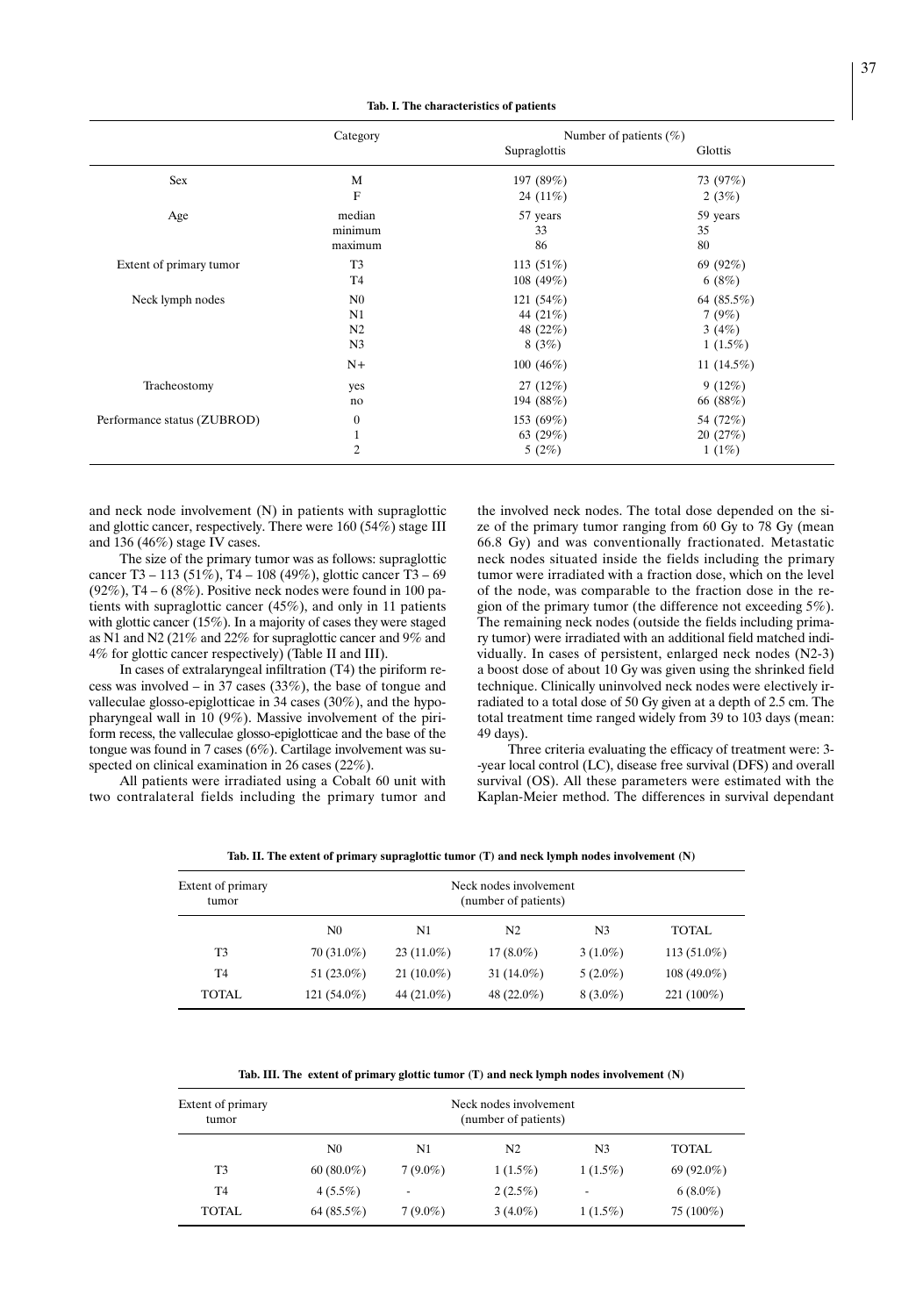**Tab. I. The characteristics of patients**

| | Category | Number of patients (%) | |
|---|---|---|---|
| | | Supraglottis | Glottis |
| Sex | M | 197 (89%) | 73 (97%) |
| | F | 24 (11%) | 2 (3%) |
| Age | median | 57 years | 59 years |
| | minimum | 33 | 35 |
| | maximum | 86 | 80 |
| Extent of primary tumor | T3 | 113 (51%) | 69 (92%) |
| | T4 | 108 (49%) | 6 (8%) |
| Neck lymph nodes | N0 | 121 (54%) | 64 (85.5%) |
| | N1 | 44 (21%) | 7 (9%) |
| | N2 | 48 (22%) | 3 (4%) |
| | N3 | 8 (3%) | 1 (1.5%) |
| | N+ | 100 (46%) | 11 (14.5%) |
| Tracheostomy | yes | 27 (12%) | 9 (12%) |
| | no | 194 (88%) | 66 (88%) |
| Performance status (ZUBROD) | 0 | 153 (69%) | 54 (72%) |
| | 1 | 63 (29%) | 20 (27%) |
| | 2 | 5 (2%) | 1 (1%) |

and neck node involvement (N) in patients with supraglottic and glottic cancer, respectively. There were 160 (54%) stage III and 136 (46%) stage IV cases.

The size of the primary tumor was as follows: supraglottic cancer T3 – 113 (51%), T4 – 108 (49%), glottic cancer T3 – 69 (92%), T4 – 6 (8%). Positive neck nodes were found in 100 patients with supraglottic cancer (45%), and only in 11 patients with glottic cancer (15%). In a majority of cases they were staged as N1 and N2 (21% and 22% for supraglottic cancer and 9% and 4% for glottic cancer respectively) (Table II and III).

In cases of extralaryngeal infiltration (T4) the piriform recess was involved – in 37 cases (33%), the base of tongue and valleculae glosso-epiglotticae in 34 cases (30%), and the hypopharyngeal wall in 10 (9%). Massive involvement of the piriform recess, the valleculae glosso-epiglotticae and the base of the tongue was found in 7 cases (6%). Cartilage involvement was suspected on clinical examination in 26 cases (22%).

All patients were irradiated using a Cobalt 60 unit with two contralateral fields including the primary tumor and the involved neck nodes. The total dose depended on the size of the primary tumor ranging from 60 Gy to 78 Gy (mean 66.8 Gy) and was conventionally fractionated. Metastatic neck nodes situated inside the fields including the primary tumor were irradiated with a fraction dose, which on the level of the node, was comparable to the fraction dose in the region of the primary tumor (the difference not exceeding 5%). The remaining neck nodes (outside the fields including primary tumor) were irradiated with an additional field matched individually. In cases of persistent, enlarged neck nodes (N2-3) a boost dose of about 10 Gy was given using the shrinked field technique. Clinically uninvolved neck nodes were electively irradiated to a total dose of 50 Gy given at a depth of 2.5 cm. The total treatment time ranged widely from 39 to 103 days (mean: 49 days).

Three criteria evaluating the efficacy of treatment were: 3-year local control (LC), disease free survival (DFS) and overall survival (OS). All these parameters were estimated with the Kaplan-Meier method. The differences in survival dependant

**Tab. II. The extent of primary supraglottic tumor (T) and neck lymph nodes involvement (N)**

| Extent of primary tumor | Neck nodes involvement (number of patients) | | | | |
|---|---|---|---|---|---|
| | N0 | N1 | N2 | N3 | TOTAL |
| T3 | 70 (31.0%) | 23 (11.0%) | 17 (8.0%) | 3 (1.0%) | 113 (51.0%) |
| T4 | 51 (23.0%) | 21 (10.0%) | 31 (14.0%) | 5 (2.0%) | 108 (49.0%) |
| TOTAL | 121 (54.0%) | 44 (21.0%) | 48 (22.0%) | 8 (3.0%) | 221 (100%) |

**Tab. III. The extent of primary glottic tumor (T) and neck lymph nodes involvement (N)**

| Extent of primary tumor | Neck nodes involvement (number of patients) | | | | |
|---|---|---|---|---|---|
| | N0 | N1 | N2 | N3 | TOTAL |
| T3 | 60 (80.0%) | 7 (9.0%) | 1 (1.5%) | 1 (1.5%) | 69 (92.0%) |
| T4 | 4 (5.5%) | - | 2 (2.5%) | - | 6 (8.0%) |
| TOTAL | 64 (85.5%) | 7 (9.0%) | 3 (4.0%) | 1 (1.5%) | 75 (100%) |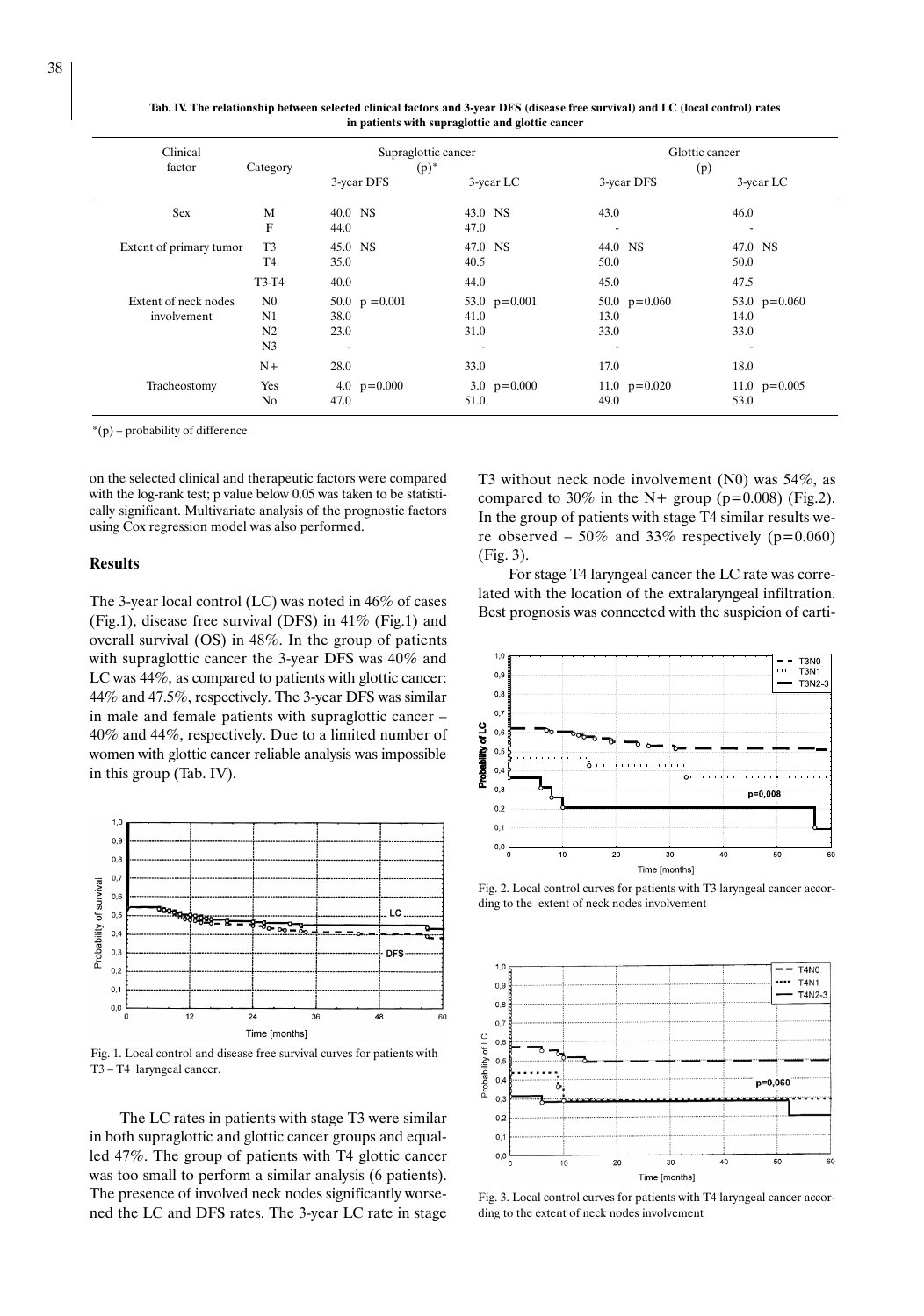**Tab. IV. The relationship between selected clinical factors and 3-year DFS (disease free survival) and LC (local control) rates in patients with supraglottic and glottic cancer**

| Clinical factor | Category | Supraglottic cancer (p)* | | Glottic cancer (p) | |
|---|---|---|---|---|---|
| | | 3-year DFS | 3-year LC | 3-year DFS | 3-year LC |
| Sex | M | 40.0 NS | 43.0 NS | 43.0 | 46.0 |
| | F | 44.0 | 47.0 | - | - |
| Extent of primary tumor | T3 | 45.0 NS | 47.0 NS | 44.0 NS | 47.0 NS |
| | T4 | 35.0 | 40.5 | 50.0 | 50.0 |
| | T3-T4 | 40.0 | 44.0 | 45.0 | 47.5 |
| Extent of neck nodes involvement | N0 | 50.0 p =0.001 | 53.0 p=0.001 | 50.0 p=0.060 | 53.0 p=0.060 |
| | N1 | 38.0 | 41.0 | 13.0 | 14.0 |
| | N2 | 23.0 | 31.0 | 33.0 | 33.0 |
| | N3 | - | - | - | - |
| | N+ | 28.0 | 33.0 | 17.0 | 18.0 |
| Tracheostomy | Yes | 4.0 p=0.000 | 3.0 p=0.000 | 11.0 p=0.020 | 11.0 p=0.005 |
| | No | 47.0 | 51.0 | 49.0 | 53.0 |

*(p) – probability of difference

on the selected clinical and therapeutic factors were compared with the log-rank test; p value below 0.05 was taken to be statistically significant. Multivariate analysis of the prognostic factors using Cox regression model was also performed.

## Results

The 3-year local control (LC) was noted in 46% of cases (Fig.1), disease free survival (DFS) in 41% (Fig.1) and overall survival (OS) in 48%. In the group of patients with supraglottic cancer the 3-year DFS was 40% and LC was 44%, as compared to patients with glottic cancer: 44% and 47.5%, respectively. The 3-year DFS was similar in male and female patients with supraglottic cancer – 40% and 44%, respectively. Due to a limited number of women with glottic cancer reliable analysis was impossible in this group (Tab. IV).

Fig. 1. Local control and disease free survival curves for patients with T3 – T4 laryngeal cancer.

The LC rates in patients with stage T3 were similar in both supraglottic and glottic cancer groups and equalled 47%. The group of patients with T4 glottic cancer was too small to perform a similar analysis (6 patients). The presence of involved neck nodes significantly worsened the LC and DFS rates. The 3-year LC rate in stage T3 without neck node involvement (N0) was 54%, as compared to 30% in the N+ group ($p=0.008$) (Fig.2). In the group of patients with stage T4 similar results were observed – 50% and 33% respectively ($p=0.060$) (Fig. 3).

For stage T4 laryngeal cancer the LC rate was correlated with the location of the extralaryngeal infiltration. Best prognosis was connected with the suspicion of carti-

Fig. 2. Local control curves for patients with T3 laryngeal cancer according to the extent of neck nodes involvement

Fig. 3. Local control curves for patients with T4 laryngeal cancer according to the extent of neck nodes involvement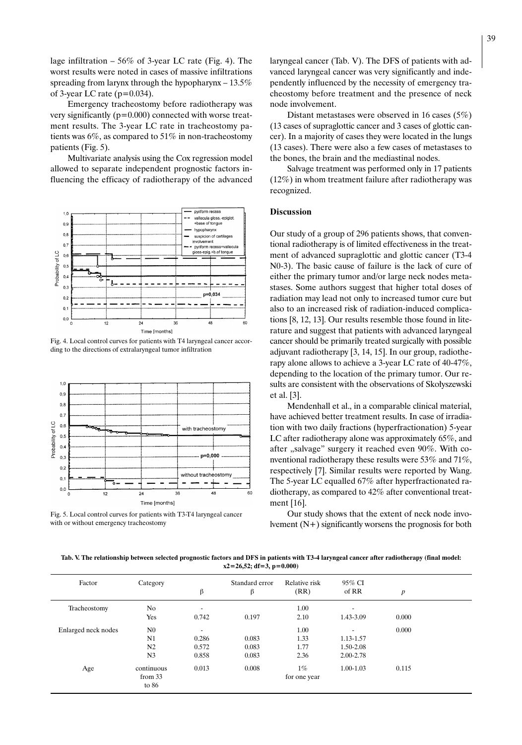lage infiltration – 56% of 3-year LC rate (Fig. 4). The worst results were noted in cases of massive infiltrations spreading from larynx through the hypopharynx – 13.5% of 3-year LC rate (p=0.034).

Emergency tracheostomy before radiotherapy was very significantly (p=0.000) connected with worse treatment results. The 3-year LC rate in tracheostomy patients was 6%, as compared to 51% in non-tracheostomy patients (Fig. 5).

Multivariate analysis using the Cox regression model allowed to separate independent prognostic factors influencing the efficacy of radiotherapy of the advanced laryngeal cancer (Tab. V). The DFS of patients with advanced laryngeal cancer was very significantly and independently influenced by the necessity of emergency tracheostomy before treatment and the presence of neck node involvement.

Fig. 4. Local control curves for patients with T4 laryngeal cancer according to the directions of extralaryngeal tumor infiltration

Fig. 5. Local control curves for patients with T3-T4 laryngeal cancer with or without emergency tracheostomy

Distant metastases were observed in 16 cases (5%) (13 cases of supraglottic cancer and 3 cases of glottic cancer). In a majority of cases they were located in the lungs (13 cases). There were also a few cases of metastases to the bones, the brain and the mediastinal nodes.

Salvage treatment was performed only in 17 patients (12%) in whom treatment failure after radiotherapy was recognized.

## Discussion

Our study of a group of 296 patients shows, that conventional radiotherapy is of limited effectiveness in the treatment of advanced supraglottic and glottic cancer (T3-4 N0-3). The basic cause of failure is the lack of cure of either the primary tumor and/or large neck nodes metastases. Some authors suggest that higher total doses of radiation may lead not only to increased tumor cure but also to an increased risk of radiation-induced complications [8, 12, 13]. Our results resemble those found in literature and suggest that patients with advanced laryngeal cancer should be primarily treated surgically with possible adjuvant radiotherapy [3, 14, 15]. In our group, radiotherapy alone allows to achieve a 3-year LC rate of 40-47%, depending to the location of the primary tumor. Our results are consistent with the observations of Skołyszewski et al. [3].

Mendenhall et al., in a comparable clinical material, have achieved better treatment results. In case of irradiation with two daily fractions (hyperfractionation) 5-year LC after radiotherapy alone was approximately 65%, and after „salvage" surgery it reached even 90%. With conventional radiotherapy these results were 53% and 71%, respectively [7]. Similar results were reported by Wang. The 5-year LC equalled 67% after hyperfractionated radiotherapy, as compared to 42% after conventional treatment [16].

Our study shows that the extent of neck node involvement (N+) significantly worsens the prognosis for both

**Tab. V. The relationship between selected prognostic factors and DFS in patients with T3-4 laryngeal cancer after radiotherapy (final model: x2=26,52; df=3, p=0.000)**

| Factor | Category | β | Standard error β | Relative risk (RR) | 95% CI of RR | *p* |
|---|---|---|---|---|---|---|
| Tracheostomy | No | - | | 1.00 | - | |
| | Yes | 0.742 | 0.197 | 2.10 | 1.43-3.09 | 0.000 |
| Enlarged neck nodes | N0 | - | | 1.00 | - | 0.000 |
| | N1 | 0.286 | 0.083 | 1.33 | 1.13-1.57 | |
| | N2 | 0.572 | 0.083 | 1.77 | 1.50-2.08 | |
| | N3 | 0.858 | 0.083 | 2.36 | 2.00-2.78 | |
| Age | continuous from 33 to 86 | 0.013 | 0.008 | 1% for one year | 1.00-1.03 | 0.115 |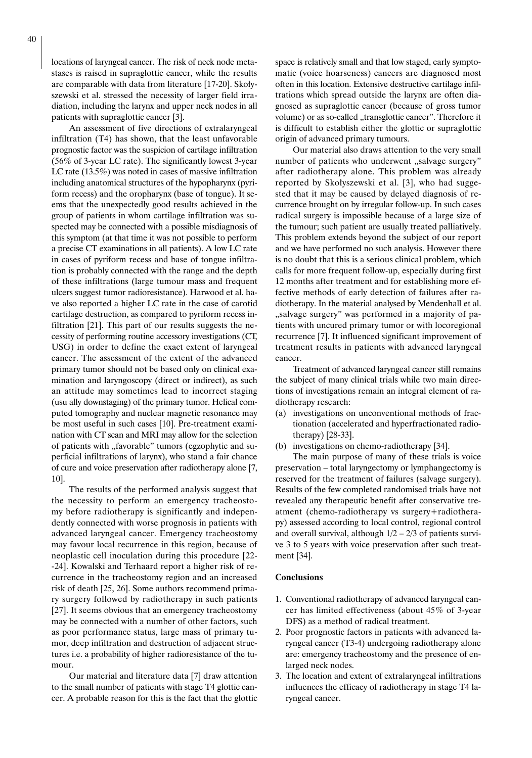locations of laryngeal cancer. The risk of neck node metastases is raised in supraglottic cancer, while the results are comparable with data from literature [17-20]. Skołyszewski et al. stressed the necessity of larger field irradiation, including the larynx and upper neck nodes in all patients with supraglottic cancer [3].

An assessment of five directions of extralaryngeal infiltration (T4) has shown, that the least unfavorable prognostic factor was the suspicion of cartilage infiltration (56% of 3-year LC rate). The significantly lowest 3-year LC rate (13.5%) was noted in cases of massive infiltration including anatomical structures of the hypopharynx (pyriform recess) and the oropharynx (base of tongue). It seems that the unexpectedly good results achieved in the group of patients in whom cartilage infiltration was suspected may be connected with a possible misdiagnosis of this symptom (at that time it was not possible to perform a precise CT examinations in all patients). A low LC rate in cases of pyriform recess and base of tongue infiltration is probably connected with the range and the depth of these infiltrations (large tumour mass and frequent ulcers suggest tumor radioresistance). Harwood et al. have also reported a higher LC rate in the case of carotid cartilage destruction, as compared to pyriform recess infiltration [21]. This part of our results suggests the necessity of performing routine accessory investigations (CT, USG) in order to define the exact extent of laryngeal cancer. The assessment of the extent of the advanced primary tumor should not be based only on clinical examination and laryngoscopy (direct or indirect), as such an attitude may sometimes lead to incorrect staging (usu ally downstaging) of the primary tumor. Helical computed tomography and nuclear magnetic resonance may be most useful in such cases [10]. Pre-treatment examination with CT scan and MRI may allow for the selection of patients with „favorable" tumors (egzophytic and superficial infiltrations of larynx), who stand a fair chance of cure and voice preservation after radiotherapy alone [7, 10].

The results of the performed analysis suggest that the necessity to perform an emergency tracheostomy before radiotherapy is significantly and independently connected with worse prognosis in patients with advanced laryngeal cancer. Emergency tracheostomy may favour local recurrence in this region, because of neoplastic cell inoculation during this procedure [22-24]. Kowalski and Terhaard report a higher risk of recurrence in the tracheostomy region and an increased risk of death [25, 26]. Some authors recommend primary surgery followed by radiotherapy in such patients [27]. It seems obvious that an emergency tracheostomy may be connected with a number of other factors, such as poor performance status, large mass of primary tumor, deep infiltration and destruction of adjacent structures i.e. a probability of higher radioresistance of the tumour.

Our material and literature data [7] draw attention to the small number of patients with stage T4 glottic cancer. A probable reason for this is the fact that the glottic space is relatively small and that low staged, early symptomatic (voice hoarseness) cancers are diagnosed most often in this location. Extensive destructive cartilage infiltrations which spread outside the larynx are often diagnosed as supraglottic cancer (because of gross tumor volume) or as so-called „transglottic cancer". Therefore it is difficult to establish either the glottic or supraglottic origin of advanced primary tumours.

Our material also draws attention to the very small number of patients who underwent „salvage surgery" after radiotherapy alone. This problem was already reported by Skołyszewski et al. [3], who had suggested that it may be caused by delayed diagnosis of recurrence brought on by irregular follow-up. In such cases radical surgery is impossible because of a large size of the tumour; such patient are usually treated palliatively. This problem extends beyond the subject of our report and we have performed no such analysis. However there is no doubt that this is a serious clinical problem, which calls for more frequent follow-up, especially during first 12 months after treatment and for establishing more effective methods of early detection of failures after radiotherapy. In the material analysed by Mendenhall et al. „salvage surgery" was performed in a majority of patients with uncured primary tumor or with locoregional recurrence [7]. It influenced significant improvement of treatment results in patients with advanced laryngeal cancer.

Treatment of advanced laryngeal cancer still remains the subject of many clinical trials while two main directions of investigations remain an integral element of radiotherapy research:

(a) investigations on unconventional methods of fractionation (accelerated and hyperfractionated radiotherapy) [28-33].
(b) investigations on chemo-radiotherapy [34].

The main purpose of many of these trials is voice preservation – total laryngectomy or lymphangectomy is reserved for the treatment of failures (salvage surgery). Results of the few completed randomised trials have not revealed any therapeutic benefit after conservative treatment (chemo-radiotherapy vs surgery+radiotherapy) assessed according to local control, regional control and overall survival, although 1/2 – 2/3 of patients survive 3 to 5 years with voice preservation after such treatment [34].

## Conclusions

1. Conventional radiotherapy of advanced laryngeal cancer has limited effectiveness (about 45% of 3-year DFS) as a method of radical treatment.
2. Poor prognostic factors in patients with advanced laryngeal cancer (T3-4) undergoing radiotherapy alone are: emergency tracheostomy and the presence of enlarged neck nodes.
3. The location and extent of extralaryngeal infiltrations influences the efficacy of radiotherapy in stage T4 laryngeal cancer.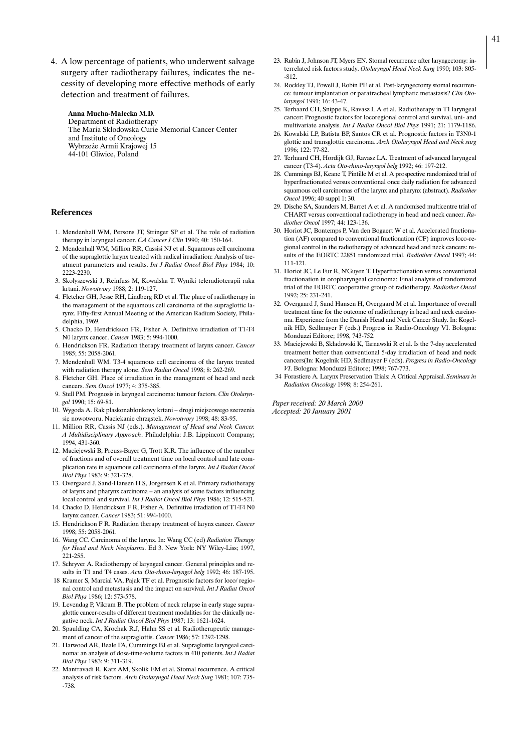4. A low percentage of patients, who underwent salvage surgery after radiotherapy failures, indicates the necessity of developing more effective methods of early detection and treatment of failures.

**Anna Mucha-Małecka M.D.**
Department of Radiotherapy
The Maria Skłodowska Curie Memorial Cancer Center
and Institute of Oncology
Wybrzeże Armii Krajowej 15
44-101 Gliwice, Poland

## References

1. Mendenhall WM, Persons JT, Stringer SP et al. The role of radiation therapy in laryngeal cancer. *CA Cancer J Clin* 1990; 40: 150-164.
2. Mendenhall WM, Million RR, Cassisi NJ et al. Squamous cell carcinoma of the supraglottic larynx treated with radical irradiation: Analysis of treatment parameters and results. *Int J Radiat Oncol Biol Phys* 1984; 10: 2223-2230.
3. Skołyszewski J, Reinfuss M, Kowalska T. Wyniki teleradioterapii raka krtani. *Nowotwory* 1988; 2: 119-127.
4. Fletcher GH, Jesse RH, Lindberg RD et al. The place of radiotherapy in the management of the squamous cell carcinoma of the supraglottic larynx. Fifty-first Annual Meeting of the American Radium Society, Philadelphia, 1969.
5. Chacko D, Hendrickson FR, Fisher A. Definitive irradiation of T1-T4 N0 larynx cancer. *Cancer* 1983; 5: 994-1000.
6. Hendrickson FR. Radiation therapy treatment of larynx cancer. *Cancer* 1985; 55: 2058-2061.
7. Mendenhall WM. T3-4 squamous cell carcinoma of the larynx treated with radiation therapy alone. *Sem Radiat Oncol* 1998; 8: 262-269.
8. Fletcher GH. Place of irradiation in the managment of head and neck cancers. *Sem Oncol* 1977; 4: 375-385.
9. Stell PM. Prognosis in laryngeal carcinoma: tumour factors. *Clin Otolaryngol* 1990; 15: 69-81.
10. Wygoda A. Rak płaskonabłonkowy krtani – drogi miejscowego szerzenia się nowotworu. Naciekanie chrząstek. *Nowotwory* 1998; 48: 83-95.
11. Million RR, Cassis NJ (eds.). *Management of Head and Neck Cancer. A Multidisciplinary Approach*. Philadelphia: J.B. Lippincott Company; 1994, 431-360.
12. Maciejewski B, Preuss-Bayer G, Trott K.R. The influence of the number of fractions and of overall treatment time on local control and late complication rate in squamous cell carcinoma of the larynx. *Int J Radiat Oncol Biol Phys* 1983; 9: 321-328.
13. Overgaard J, Sand-Hansen H S, Jorgensen K et al. Primary radiotherapy of larynx and pharynx carcinoma – an analysis of some factors influencing local control and survival. *Int J Radiot Oncol Biol Phys* 1986; 12: 515-521.
14. Chacko D, Hendrickson F R, Fisher A. Definitive irradiation of T1-T4 N0 larynx cancer. *Cancer* 1983; 51: 994-1000.
15. Hendrickson F R. Radiation therapy treatment of larynx cancer. *Cancer* 1998; 55: 2058-2061.
16. Wang CC. Carcinoma of the larynx. In: Wang CC (ed) *Radiation Therapy for Head and Neck Neoplasms*. Ed 3. New York: NY Wiley-Liss; 1997, 221-255.
17. Schryver A. Radiotherapy of laryngeal cancer. General principles and results in T1 and T4 cases. *Acta Oto-rhino-laryngol belg* 1992; 46: 187-195.
18. Kramer S, Marcial VA, Pajak TF et al. Prognostic factors for loco/ regional control and metastasis and the impact on survival. *Int J Radiat Oncol Biol Phys* 1986; 12: 573-578.
19. Levendag P, Vikram B. The problem of neck relapse in early stage supraglottic cancer-results of different treatment modalities for the clinically negative neck. *Int J Radiat Oncol Biol Phys* 1987; 13: 1621-1624.
20. Spaulding CA, Krochak R.J, Hahn SS et al. Radiotherapeutic management of cancer of the supraglottis. *Cancer* 1986; 57: 1292-1298.
21. Harwood AR, Beale FA, Cummings BJ et al. Supraglottic laryngeal carcinoma: an analysis of dose-time-volume factors in 410 patients. *Int J Radiat Biol Phys* 1983; 9: 311-319.
22. Mantravadi R, Katz AM, Skolik EM et al. Stomal recurrence. A critical analysis of risk factors. *Arch Otolaryngol Head Neck Surg* 1981; 107: 735--738.
23. Rubin J, Johnson JT, Myers EN. Stomal recurrence after laryngectomy: interrelated risk factors study. *Otolaryngol Head Neck Surg* 1990; 103: 805--812.
24. Rockley TJ, Powell J, Robin PE et al. Post-laryngectomy stomal recurrence: tumour implantation or paratracheal lymphatic metastasis? *Clin Otolaryngol* 1991; 16: 43-47.
25. Terhaard CH, Snippe K, Ravasz L.A et al. Radiotherapy in T1 laryngeal cancer: Prognostic factors for locoregional control and survival, uni- and multivariate analysis. *Int J Radiat Oncol Biol Phys* 1991; 21: 1179-1186.
26. Kowalski LP, Batista BP, Santos CR et al. Prognostic factors in T3N0-1 glottic and transglottic carcinoma. *Arch Otolaryngol Head and Neck surg* 1996; 122: 77-82.
27. Terhaard CH, Hordijk GJ, Ravasz LA. Treatment of advanced laryngeal cancer (T3-4). *Acta Oto-rhino-laryngol belg* 1992; 46: 197-212.
28. Cummings BJ, Keane T, Pintille M et al. A prospective randomized trial of hyperfractionated versus conventional once daily radiation for advanced squamous cell carcinomas of the larynx and pharynx (abstract). *Radiother Oncol* 1996; 40 suppl 1: 30.
29. Dische SA, Saunders M, Barret A et al. A randomised multicentre trial of CHART versus conventional radiotherapy in head and neck cancer. *Radiother Oncol* 1997; 44: 123-136.
30. Horiot JC, Bontemps P, Van den Bogaert W et al. Accelerated fractionation (AF) compared to conventional fractionation (CF) improves loco-regional control in the radiotherapy of advanced head and neck cancers: results of the EORTC 22851 randomized trial. *Radiother Oncol* 1997; 44: 111-121.
31. Horiot JC, Le Fur R, N'Guyen T. Hyperfractionation versus conventional fractionation in oropharyngeal carcinoma: Final analysis of randomized trial of the EORTC cooperative group of radiotherapy. *Radiother Oncol* 1992; 25: 231-241.
32. Overgaard J, Sand Hansen H, Overgaard M et al. Importance of overall treatment time for the outcome of radiotherapy in head and neck carcinoma. Experience from the Danish Head and Neck Cancer Study. In: Kogelnik HD, Sedlmayer F (eds.) Progress in Radio-Oncology VI. Bologna: Monduzzi Editore; 1998, 743-752.
33. Maciejewski B, Składowski K, Tarnawski R et al. Is the 7-day accelerated treatment better than conventional 5-day irradiation of head and neck cancers(In: Kogelnik HD, Sedlmayer F (eds). *Progress in Radio-Oncology VI*. Bologna: Monduzzi Editore; 1998; 767-773.
34. Forastiere A. Larynx Preservation Trials: A Critical Appraisal. *Seminars in Radiation Oncology* 1998; 8: 254-261.

*Paper received: 20 March 2000*
*Accepted: 20 January 2001*